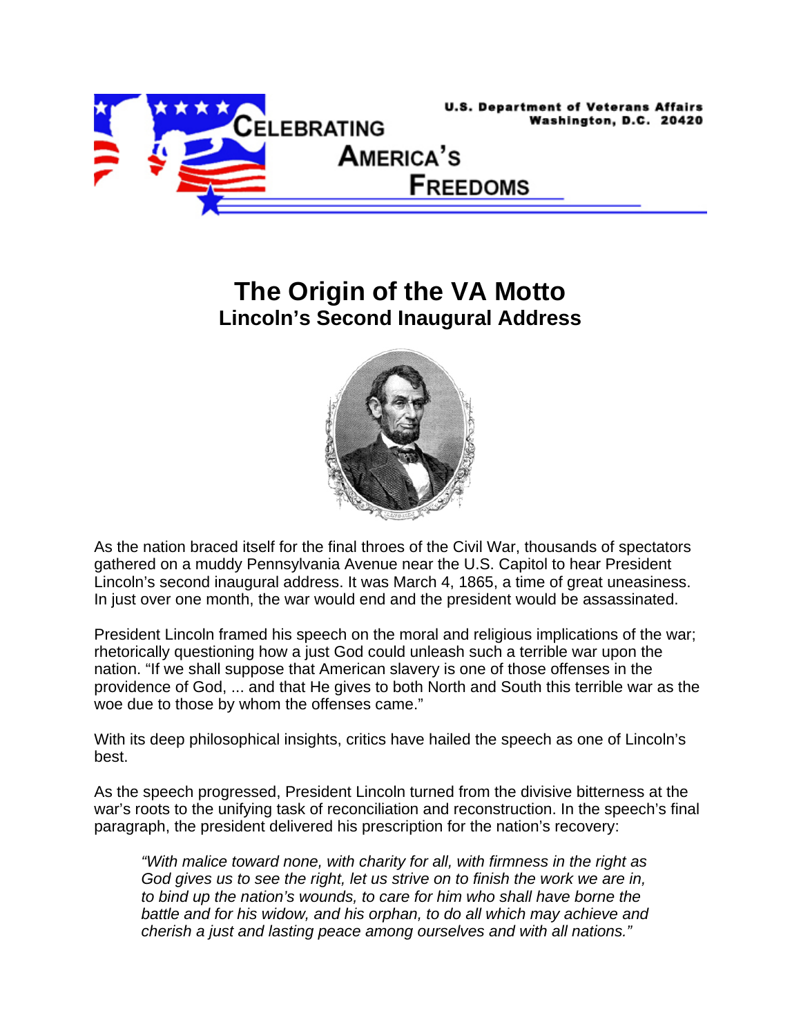U.S. Department of Veterans Affairs
Washington, D.C. 20420

CELEBRATING AMERICA'S FREEDOMS

# The Origin of the VA Motto

## Lincoln's Second Inaugural Address

As the nation braced itself for the final throes of the Civil War, thousands of spectators gathered on a muddy Pennsylvania Avenue near the U.S. Capitol to hear President Lincoln's second inaugural address. It was March 4, 1865, a time of great uneasiness. In just over one month, the war would end and the president would be assassinated.

President Lincoln framed his speech on the moral and religious implications of the war; rhetorically questioning how a just God could unleash such a terrible war upon the nation. "If we shall suppose that American slavery is one of those offenses in the providence of God, ... and that He gives to both North and South this terrible war as the woe due to those by whom the offenses came."

With its deep philosophical insights, critics have hailed the speech as one of Lincoln's best.

As the speech progressed, President Lincoln turned from the divisive bitterness at the war's roots to the unifying task of reconciliation and reconstruction. In the speech's final paragraph, the president delivered his prescription for the nation's recovery:

> *"With malice toward none, with charity for all, with firmness in the right as God gives us to see the right, let us strive on to finish the work we are in, to bind up the nation's wounds, to care for him who shall have borne the battle and for his widow, and his orphan, to do all which may achieve and cherish a just and lasting peace among ourselves and with all nations."*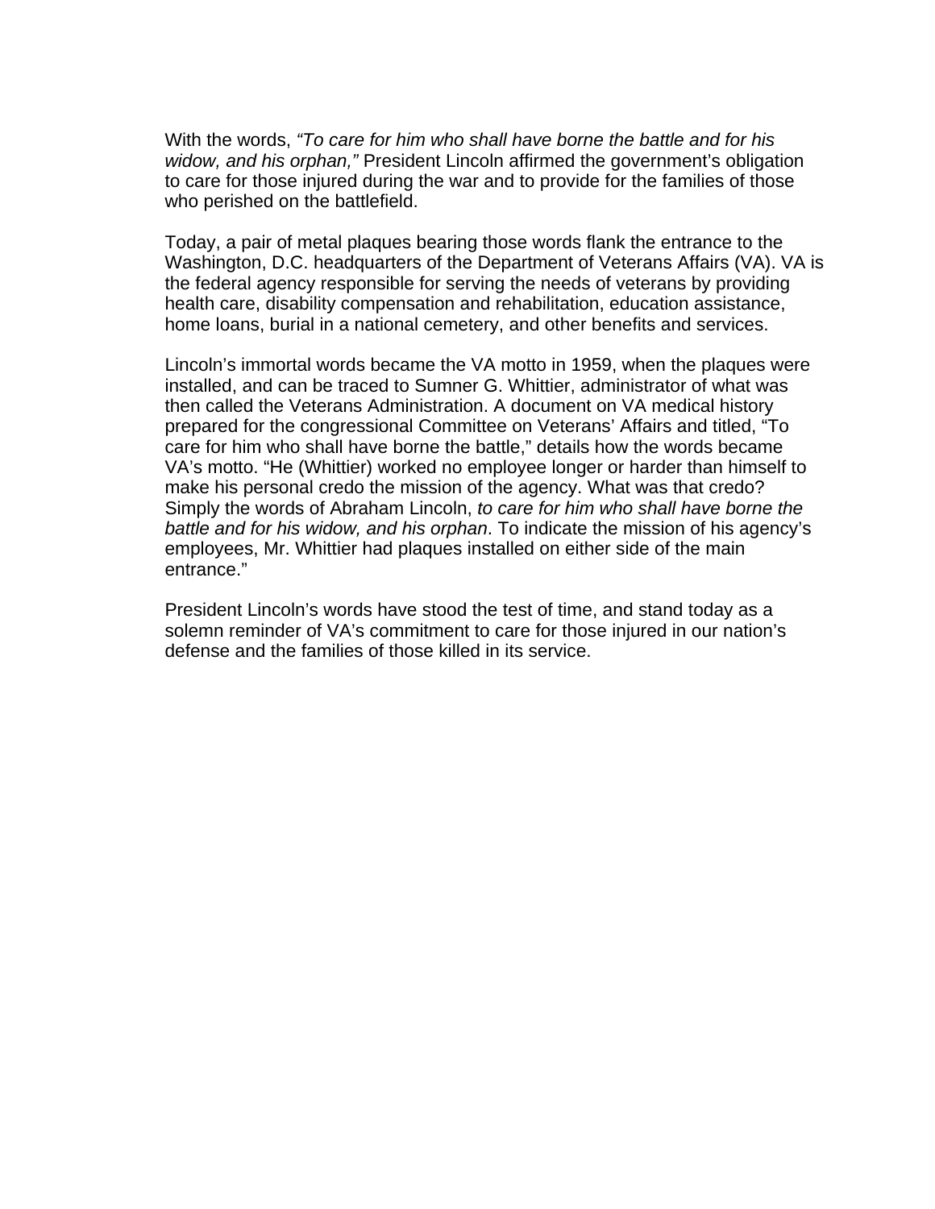With the words, *"To care for him who shall have borne the battle and for his widow, and his orphan,"* President Lincoln affirmed the government's obligation to care for those injured during the war and to provide for the families of those who perished on the battlefield.

Today, a pair of metal plaques bearing those words flank the entrance to the Washington, D.C. headquarters of the Department of Veterans Affairs (VA). VA is the federal agency responsible for serving the needs of veterans by providing health care, disability compensation and rehabilitation, education assistance, home loans, burial in a national cemetery, and other benefits and services.

Lincoln's immortal words became the VA motto in 1959, when the plaques were installed, and can be traced to Sumner G. Whittier, administrator of what was then called the Veterans Administration. A document on VA medical history prepared for the congressional Committee on Veterans' Affairs and titled, "To care for him who shall have borne the battle," details how the words became VA's motto. "He (Whittier) worked no employee longer or harder than himself to make his personal credo the mission of the agency. What was that credo? Simply the words of Abraham Lincoln, *to care for him who shall have borne the battle and for his widow, and his orphan*. To indicate the mission of his agency's employees, Mr. Whittier had plaques installed on either side of the main entrance."

President Lincoln's words have stood the test of time, and stand today as a solemn reminder of VA's commitment to care for those injured in our nation's defense and the families of those killed in its service.